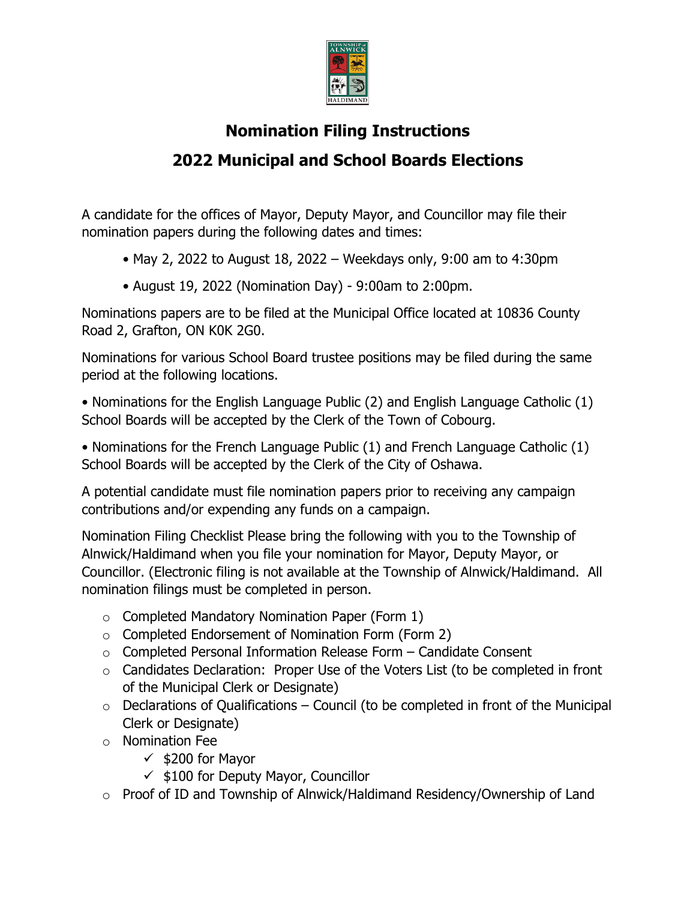# Nomination Filing Instructions

## 2022 Municipal and School Boards Elections

A candidate for the offices of Mayor, Deputy Mayor, and Councillor may file their nomination papers during the following dates and times:

- May 2, 2022 to August 18, 2022 – Weekdays only, 9:00 am to 4:30pm
- August 19, 2022 (Nomination Day) - 9:00am to 2:00pm.

Nominations papers are to be filed at the Municipal Office located at 10836 County Road 2, Grafton, ON K0K 2G0.

Nominations for various School Board trustee positions may be filed during the same period at the following locations.

- Nominations for the English Language Public (2) and English Language Catholic (1) School Boards will be accepted by the Clerk of the Town of Cobourg.
- Nominations for the French Language Public (1) and French Language Catholic (1) School Boards will be accepted by the Clerk of the City of Oshawa.

A potential candidate must file nomination papers prior to receiving any campaign contributions and/or expending any funds on a campaign.

Nomination Filing Checklist Please bring the following with you to the Township of Alnwick/Haldimand when you file your nomination for Mayor, Deputy Mayor, or Councillor. (Electronic filing is not available at the Township of Alnwick/Haldimand. All nomination filings must be completed in person.

- Completed Mandatory Nomination Paper (Form 1)
- Completed Endorsement of Nomination Form (Form 2)
- Completed Personal Information Release Form – Candidate Consent
- Candidates Declaration: Proper Use of the Voters List (to be completed in front of the Municipal Clerk or Designate)
- Declarations of Qualifications – Council (to be completed in front of the Municipal Clerk or Designate)
- Nomination Fee
  - ✓ $200 for Mayor
  - ✓ $100 for Deputy Mayor, Councillor
- Proof of ID and Township of Alnwick/Haldimand Residency/Ownership of Land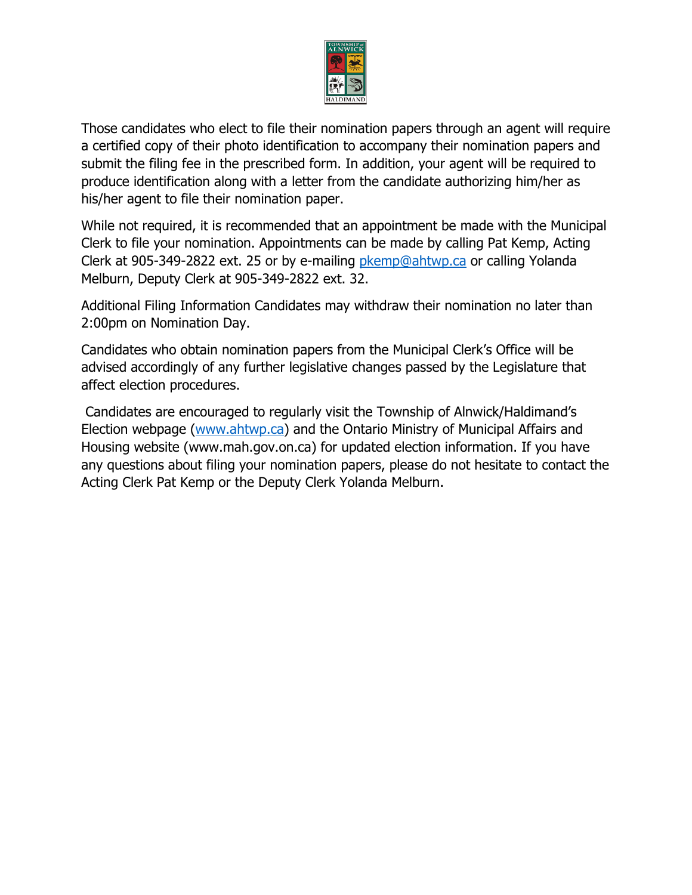Those candidates who elect to file their nomination papers through an agent will require a certified copy of their photo identification to accompany their nomination papers and submit the filing fee in the prescribed form. In addition, your agent will be required to produce identification along with a letter from the candidate authorizing him/her as his/her agent to file their nomination paper.

While not required, it is recommended that an appointment be made with the Municipal Clerk to file your nomination. Appointments can be made by calling Pat Kemp, Acting Clerk at 905-349-2822 ext. 25 or by e-mailing pkemp@ahtwp.ca or calling Yolanda Melburn, Deputy Clerk at 905-349-2822 ext. 32.

Additional Filing Information Candidates may withdraw their nomination no later than 2:00pm on Nomination Day.

Candidates who obtain nomination papers from the Municipal Clerk's Office will be advised accordingly of any further legislative changes passed by the Legislature that affect election procedures.

Candidates are encouraged to regularly visit the Township of Alnwick/Haldimand's Election webpage (www.ahtwp.ca) and the Ontario Ministry of Municipal Affairs and Housing website (www.mah.gov.on.ca) for updated election information. If you have any questions about filing your nomination papers, please do not hesitate to contact the Acting Clerk Pat Kemp or the Deputy Clerk Yolanda Melburn.